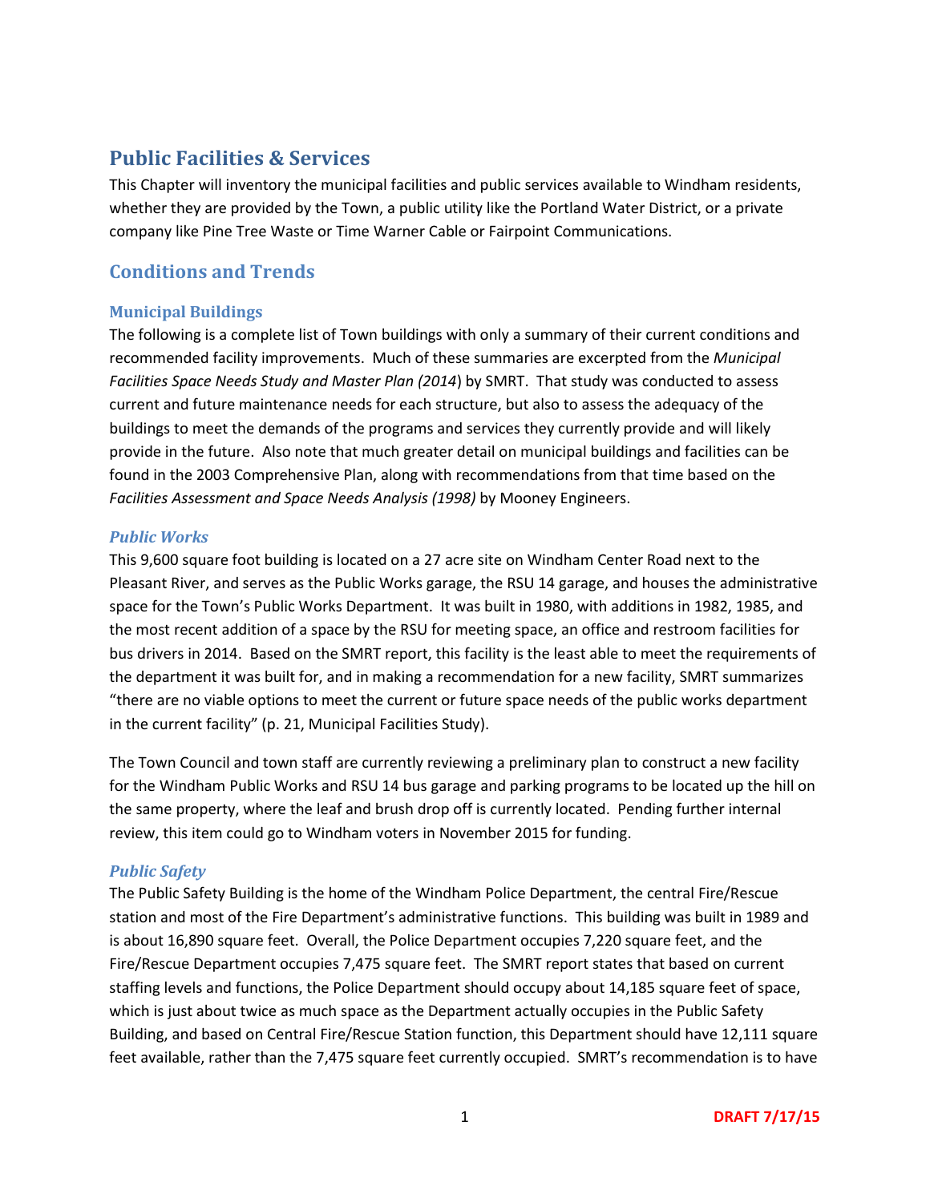# Public Facilities & Services

This Chapter will inventory the municipal facilities and public services available to Windham residents, whether they are provided by the Town, a public utility like the Portland Water District, or a private company like Pine Tree Waste or Time Warner Cable or Fairpoint Communications.

## Conditions and Trends

### Municipal Buildings

The following is a complete list of Town buildings with only a summary of their current conditions and recommended facility improvements. Much of these summaries are excerpted from the *Municipal Facilities Space Needs Study and Master Plan (2014*) by SMRT. That study was conducted to assess current and future maintenance needs for each structure, but also to assess the adequacy of the buildings to meet the demands of the programs and services they currently provide and will likely provide in the future. Also note that much greater detail on municipal buildings and facilities can be found in the 2003 Comprehensive Plan, along with recommendations from that time based on the *Facilities Assessment and Space Needs Analysis (1998)* by Mooney Engineers.

#### *Public Works*

This 9,600 square foot building is located on a 27 acre site on Windham Center Road next to the Pleasant River, and serves as the Public Works garage, the RSU 14 garage, and houses the administrative space for the Town's Public Works Department. It was built in 1980, with additions in 1982, 1985, and the most recent addition of a space by the RSU for meeting space, an office and restroom facilities for bus drivers in 2014. Based on the SMRT report, this facility is the least able to meet the requirements of the department it was built for, and in making a recommendation for a new facility, SMRT summarizes "there are no viable options to meet the current or future space needs of the public works department in the current facility" (p. 21, Municipal Facilities Study).

The Town Council and town staff are currently reviewing a preliminary plan to construct a new facility for the Windham Public Works and RSU 14 bus garage and parking programs to be located up the hill on the same property, where the leaf and brush drop off is currently located. Pending further internal review, this item could go to Windham voters in November 2015 for funding.

#### *Public Safety*

The Public Safety Building is the home of the Windham Police Department, the central Fire/Rescue station and most of the Fire Department's administrative functions. This building was built in 1989 and is about 16,890 square feet. Overall, the Police Department occupies 7,220 square feet, and the Fire/Rescue Department occupies 7,475 square feet. The SMRT report states that based on current staffing levels and functions, the Police Department should occupy about 14,185 square feet of space, which is just about twice as much space as the Department actually occupies in the Public Safety Building, and based on Central Fire/Rescue Station function, this Department should have 12,111 square feet available, rather than the 7,475 square feet currently occupied. SMRT's recommendation is to have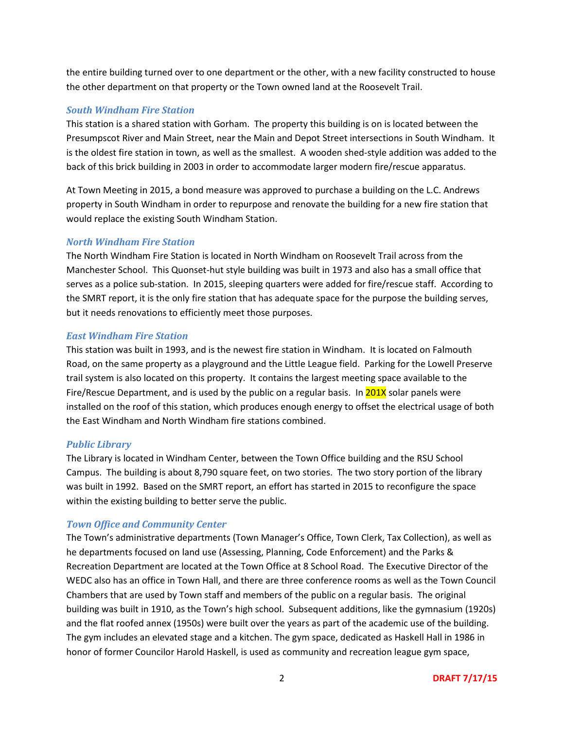the entire building turned over to one department or the other, with a new facility constructed to house the other department on that property or the Town owned land at the Roosevelt Trail.

### *South Windham Fire Station*

This station is a shared station with Gorham. The property this building is on is located between the Presumpscot River and Main Street, near the Main and Depot Street intersections in South Windham. It is the oldest fire station in town, as well as the smallest. A wooden shed-style addition was added to the back of this brick building in 2003 in order to accommodate larger modern fire/rescue apparatus.

At Town Meeting in 2015, a bond measure was approved to purchase a building on the L.C. Andrews property in South Windham in order to repurpose and renovate the building for a new fire station that would replace the existing South Windham Station.

### *North Windham Fire Station*

The North Windham Fire Station is located in North Windham on Roosevelt Trail across from the Manchester School. This Quonset-hut style building was built in 1973 and also has a small office that serves as a police sub-station. In 2015, sleeping quarters were added for fire/rescue staff. According to the SMRT report, it is the only fire station that has adequate space for the purpose the building serves, but it needs renovations to efficiently meet those purposes.

### *East Windham Fire Station*

This station was built in 1993, and is the newest fire station in Windham. It is located on Falmouth Road, on the same property as a playground and the Little League field. Parking for the Lowell Preserve trail system is also located on this property. It contains the largest meeting space available to the Fire/Rescue Department, and is used by the public on a regular basis. In 201X solar panels were installed on the roof of this station, which produces enough energy to offset the electrical usage of both the East Windham and North Windham fire stations combined.

### *Public Library*

The Library is located in Windham Center, between the Town Office building and the RSU School Campus. The building is about 8,790 square feet, on two stories. The two story portion of the library was built in 1992. Based on the SMRT report, an effort has started in 2015 to reconfigure the space within the existing building to better serve the public.

### *Town Office and Community Center*

The Town's administrative departments (Town Manager's Office, Town Clerk, Tax Collection), as well as he departments focused on land use (Assessing, Planning, Code Enforcement) and the Parks & Recreation Department are located at the Town Office at 8 School Road. The Executive Director of the WEDC also has an office in Town Hall, and there are three conference rooms as well as the Town Council Chambers that are used by Town staff and members of the public on a regular basis. The original building was built in 1910, as the Town's high school. Subsequent additions, like the gymnasium (1920s) and the flat roofed annex (1950s) were built over the years as part of the academic use of the building. The gym includes an elevated stage and a kitchen. The gym space, dedicated as Haskell Hall in 1986 in honor of former Councilor Harold Haskell, is used as community and recreation league gym space,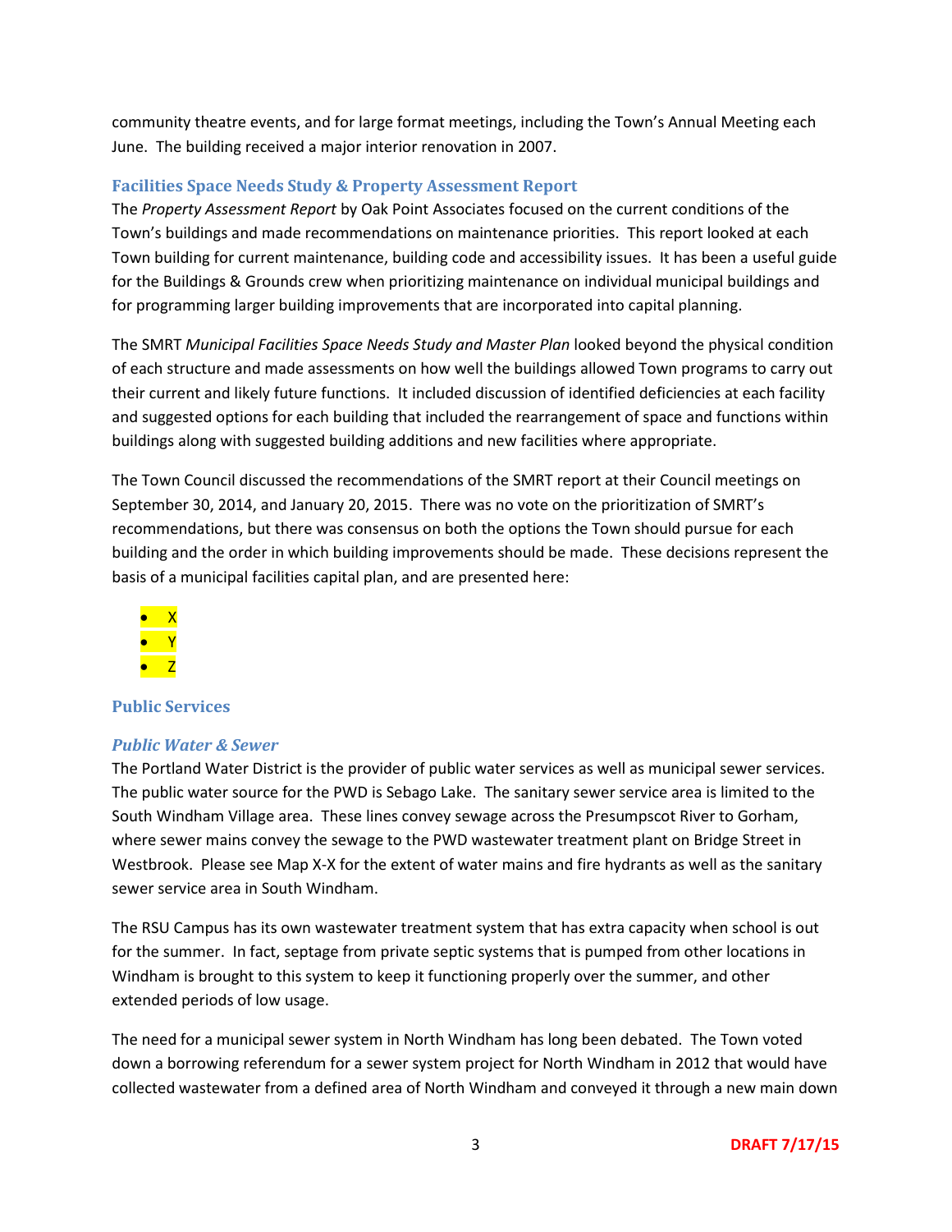community theatre events, and for large format meetings, including the Town's Annual Meeting each June. The building received a major interior renovation in 2007.

### Facilities Space Needs Study & Property Assessment Report

The *Property Assessment Report* by Oak Point Associates focused on the current conditions of the Town's buildings and made recommendations on maintenance priorities. This report looked at each Town building for current maintenance, building code and accessibility issues. It has been a useful guide for the Buildings & Grounds crew when prioritizing maintenance on individual municipal buildings and for programming larger building improvements that are incorporated into capital planning.

The SMRT *Municipal Facilities Space Needs Study and Master Plan* looked beyond the physical condition of each structure and made assessments on how well the buildings allowed Town programs to carry out their current and likely future functions. It included discussion of identified deficiencies at each facility and suggested options for each building that included the rearrangement of space and functions within buildings along with suggested building additions and new facilities where appropriate.

The Town Council discussed the recommendations of the SMRT report at their Council meetings on September 30, 2014, and January 20, 2015. There was no vote on the prioritization of SMRT's recommendations, but there was consensus on both the options the Town should pursue for each building and the order in which building improvements should be made. These decisions represent the basis of a municipal facilities capital plan, and are presented here:

- X
- Y
- Z

### Public Services

#### *Public Water & Sewer*

The Portland Water District is the provider of public water services as well as municipal sewer services. The public water source for the PWD is Sebago Lake. The sanitary sewer service area is limited to the South Windham Village area. These lines convey sewage across the Presumpscot River to Gorham, where sewer mains convey the sewage to the PWD wastewater treatment plant on Bridge Street in Westbrook. Please see Map X-X for the extent of water mains and fire hydrants as well as the sanitary sewer service area in South Windham.

The RSU Campus has its own wastewater treatment system that has extra capacity when school is out for the summer. In fact, septage from private septic systems that is pumped from other locations in Windham is brought to this system to keep it functioning properly over the summer, and other extended periods of low usage.

The need for a municipal sewer system in North Windham has long been debated. The Town voted down a borrowing referendum for a sewer system project for North Windham in 2012 that would have collected wastewater from a defined area of North Windham and conveyed it through a new main down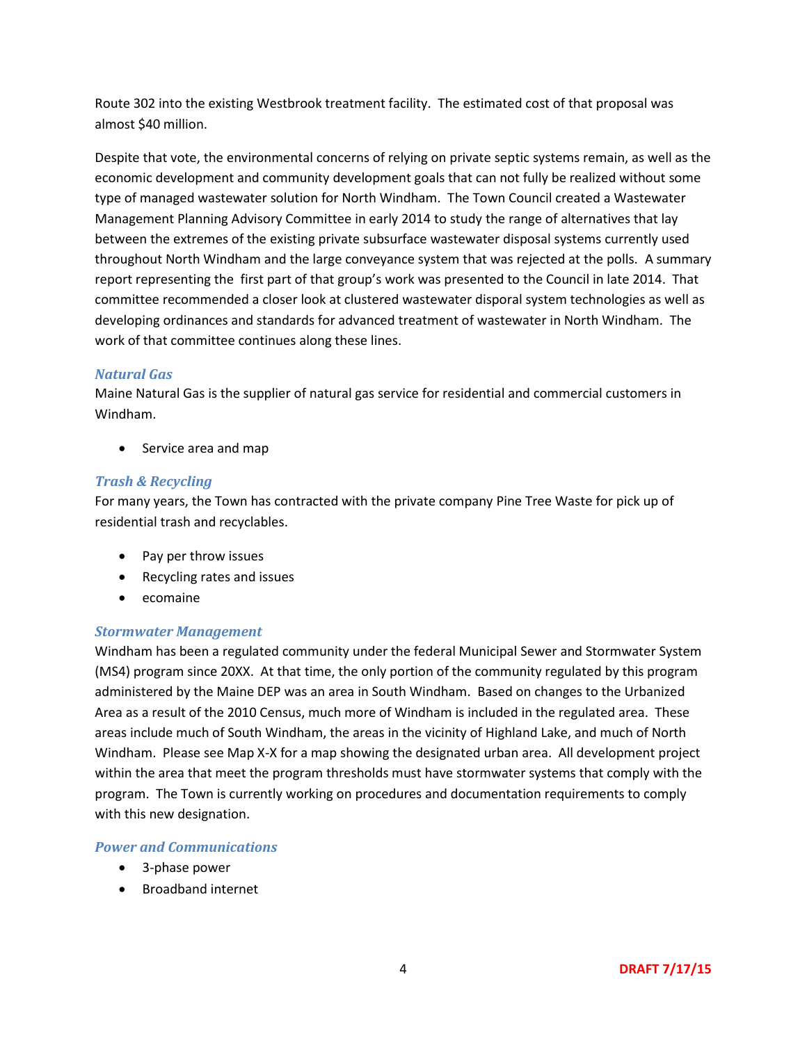Route 302 into the existing Westbrook treatment facility. The estimated cost of that proposal was almost $40 million.

Despite that vote, the environmental concerns of relying on private septic systems remain, as well as the economic development and community development goals that can not fully be realized without some type of managed wastewater solution for North Windham. The Town Council created a Wastewater Management Planning Advisory Committee in early 2014 to study the range of alternatives that lay between the extremes of the existing private subsurface wastewater disposal systems currently used throughout North Windham and the large conveyance system that was rejected at the polls. A summary report representing the first part of that group's work was presented to the Council in late 2014. That committee recommended a closer look at clustered wastewater disporal system technologies as well as developing ordinances and standards for advanced treatment of wastewater in North Windham. The work of that committee continues along these lines.

### *Natural Gas*

Maine Natural Gas is the supplier of natural gas service for residential and commercial customers in Windham.

- Service area and map

### *Trash & Recycling*

For many years, the Town has contracted with the private company Pine Tree Waste for pick up of residential trash and recyclables.

- Pay per throw issues
- Recycling rates and issues
- ecomaine

### *Stormwater Management*

Windham has been a regulated community under the federal Municipal Sewer and Stormwater System (MS4) program since 20XX. At that time, the only portion of the community regulated by this program administered by the Maine DEP was an area in South Windham. Based on changes to the Urbanized Area as a result of the 2010 Census, much more of Windham is included in the regulated area. These areas include much of South Windham, the areas in the vicinity of Highland Lake, and much of North Windham. Please see Map X-X for a map showing the designated urban area. All development project within the area that meet the program thresholds must have stormwater systems that comply with the program. The Town is currently working on procedures and documentation requirements to comply with this new designation.

### *Power and Communications*

- 3-phase power
- Broadband internet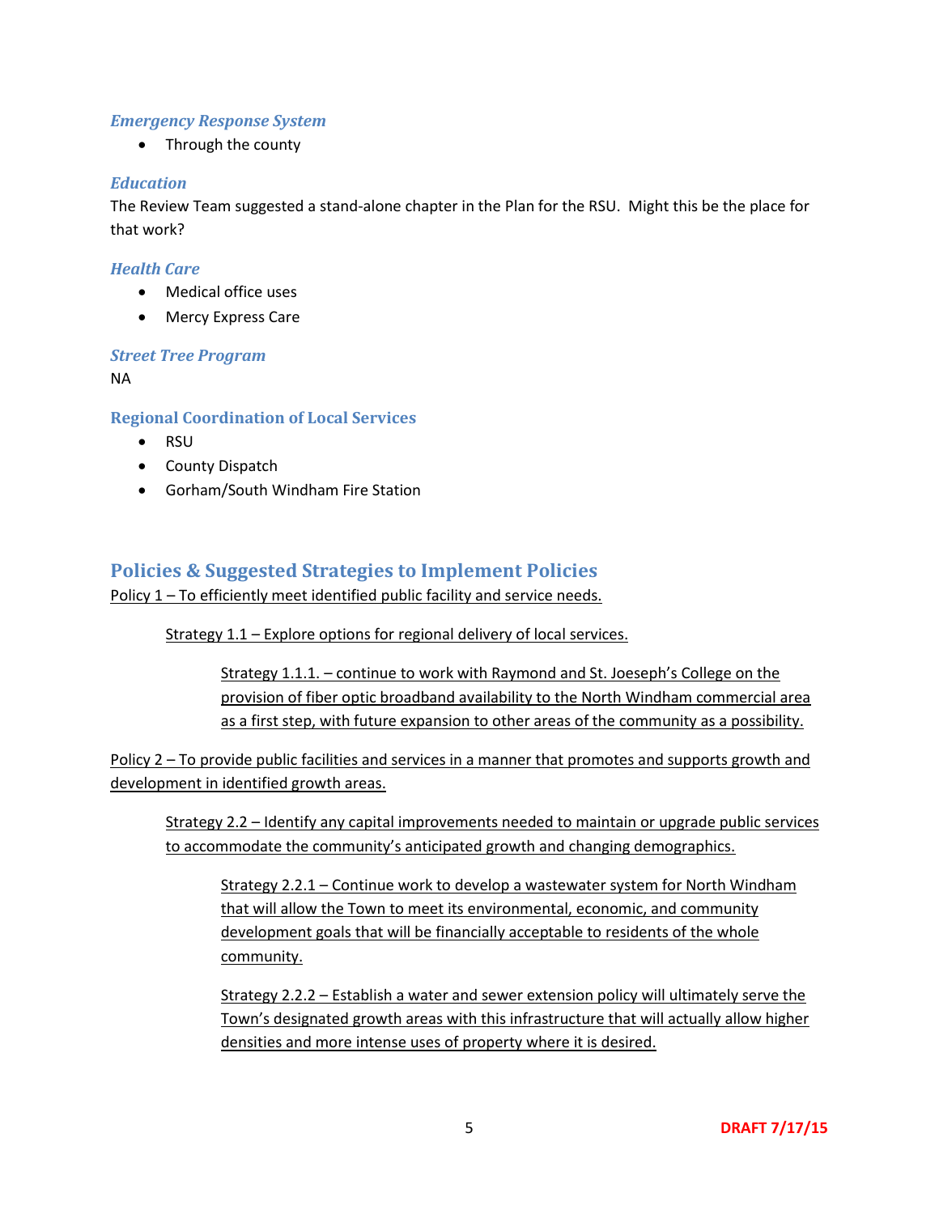### *Emergency Response System*

- Through the county

### *Education*

The Review Team suggested a stand-alone chapter in the Plan for the RSU. Might this be the place for that work?

### *Health Care*

- Medical office uses
- Mercy Express Care

### *Street Tree Program*

NA

### Regional Coordination of Local Services

- RSU
- County Dispatch
- Gorham/South Windham Fire Station

## Policies & Suggested Strategies to Implement Policies

<u>Policy 1 – To efficiently meet identified public facility and service needs.</u>

> <u>Strategy 1.1 – Explore options for regional delivery of local services.</u>
>
> > <u>Strategy 1.1.1. – continue to work with Raymond and St. Joeseph's College on the provision of fiber optic broadband availability to the North Windham commercial area as a first step, with future expansion to other areas of the community as a possibility.</u>

<u>Policy 2 – To provide public facilities and services in a manner that promotes and supports growth and development in identified growth areas.</u>

> <u>Strategy 2.2 – Identify any capital improvements needed to maintain or upgrade public services to accommodate the community's anticipated growth and changing demographics.</u>
>
> > <u>Strategy 2.2.1 – Continue work to develop a wastewater system for North Windham that will allow the Town to meet its environmental, economic, and community development goals that will be financially acceptable to residents of the whole community.</u>
> >
> > <u>Strategy 2.2.2 – Establish a water and sewer extension policy will ultimately serve the Town's designated growth areas with this infrastructure that will actually allow higher densities and more intense uses of property where it is desired.</u>

DRAFT 7/17/15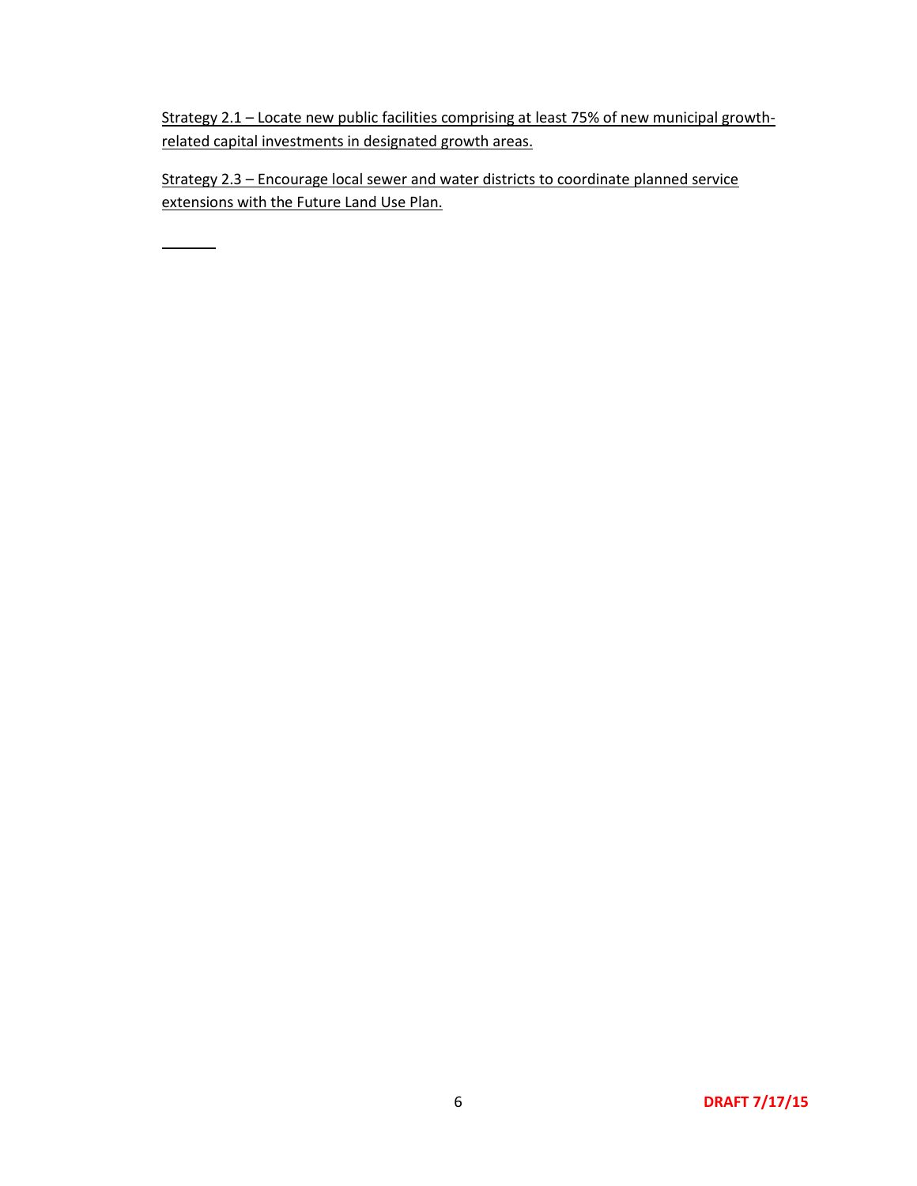<u>Strategy 2.1 – Locate new public facilities comprising at least 75% of new municipal growth-related capital investments in designated growth areas.</u>

<u>Strategy 2.3 – Encourage local sewer and water districts to coordinate planned service extensions with the Future Land Use Plan.</u>

**DRAFT 7/17/15**